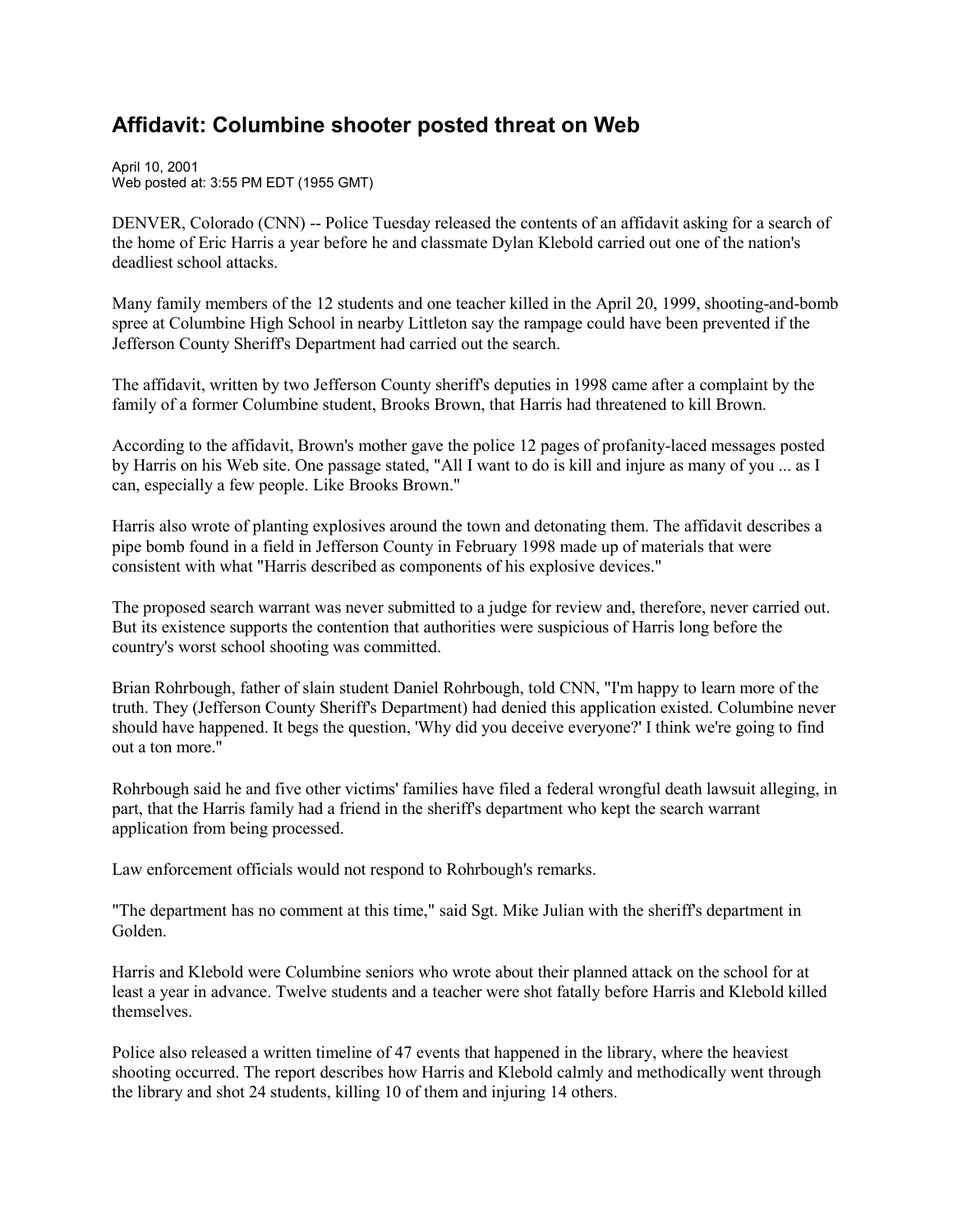# Affidavit: Columbine shooter posted threat on Web

April 10, 2001
Web posted at: 3:55 PM EDT (1955 GMT)

DENVER, Colorado (CNN) -- Police Tuesday released the contents of an affidavit asking for a search of the home of Eric Harris a year before he and classmate Dylan Klebold carried out one of the nation's deadliest school attacks.

Many family members of the 12 students and one teacher killed in the April 20, 1999, shooting-and-bomb spree at Columbine High School in nearby Littleton say the rampage could have been prevented if the Jefferson County Sheriff's Department had carried out the search.

The affidavit, written by two Jefferson County sheriff's deputies in 1998 came after a complaint by the family of a former Columbine student, Brooks Brown, that Harris had threatened to kill Brown.

According to the affidavit, Brown's mother gave the police 12 pages of profanity-laced messages posted by Harris on his Web site. One passage stated, "All I want to do is kill and injure as many of you ... as I can, especially a few people. Like Brooks Brown."

Harris also wrote of planting explosives around the town and detonating them. The affidavit describes a pipe bomb found in a field in Jefferson County in February 1998 made up of materials that were consistent with what "Harris described as components of his explosive devices."

The proposed search warrant was never submitted to a judge for review and, therefore, never carried out. But its existence supports the contention that authorities were suspicious of Harris long before the country's worst school shooting was committed.

Brian Rohrbough, father of slain student Daniel Rohrbough, told CNN, "I'm happy to learn more of the truth. They (Jefferson County Sheriff's Department) had denied this application existed. Columbine never should have happened. It begs the question, 'Why did you deceive everyone?' I think we're going to find out a ton more."

Rohrbough said he and five other victims' families have filed a federal wrongful death lawsuit alleging, in part, that the Harris family had a friend in the sheriff's department who kept the search warrant application from being processed.

Law enforcement officials would not respond to Rohrbough's remarks.

"The department has no comment at this time," said Sgt. Mike Julian with the sheriff's department in Golden.

Harris and Klebold were Columbine seniors who wrote about their planned attack on the school for at least a year in advance. Twelve students and a teacher were shot fatally before Harris and Klebold killed themselves.

Police also released a written timeline of 47 events that happened in the library, where the heaviest shooting occurred. The report describes how Harris and Klebold calmly and methodically went through the library and shot 24 students, killing 10 of them and injuring 14 others.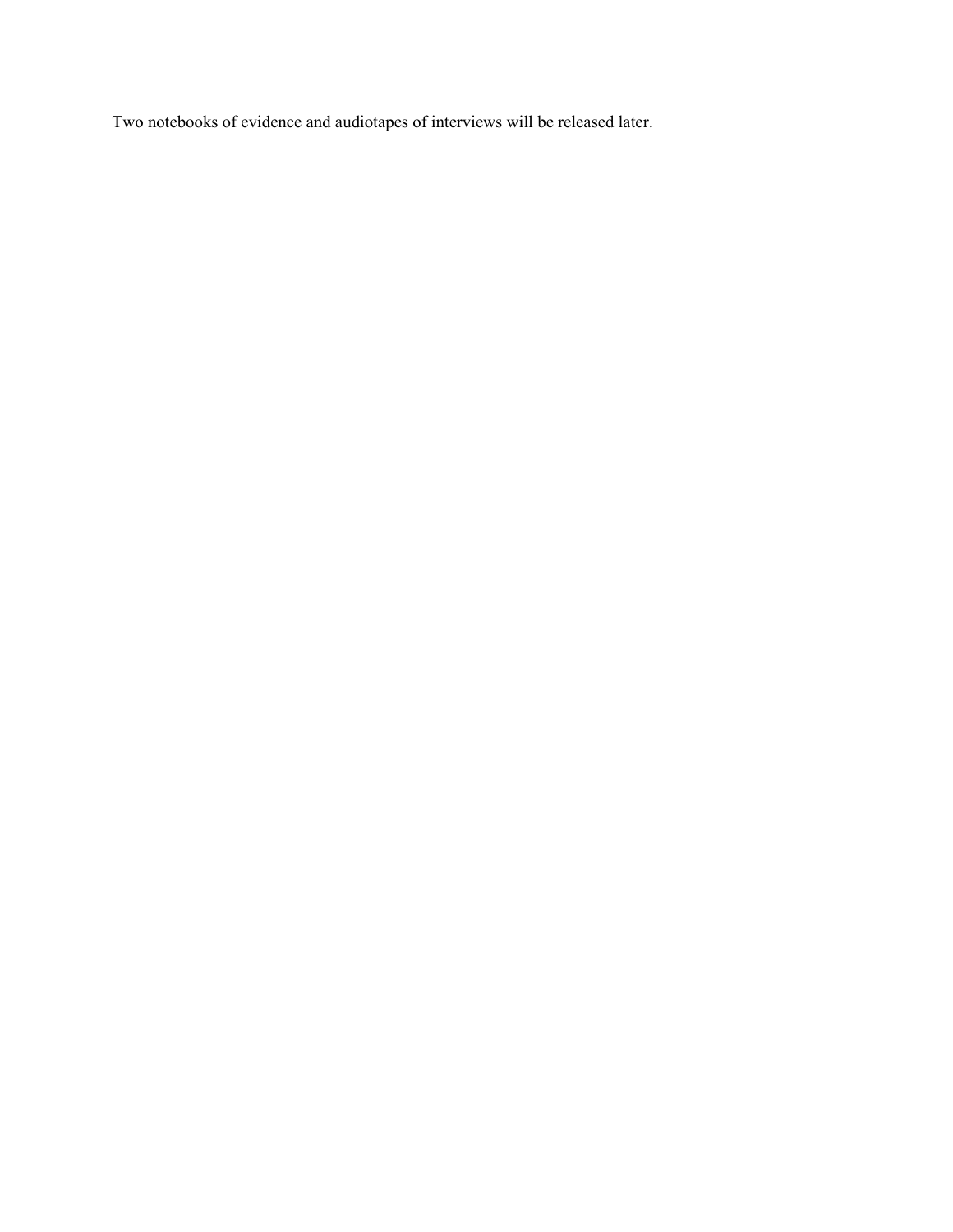Two notebooks of evidence and audiotapes of interviews will be released later.